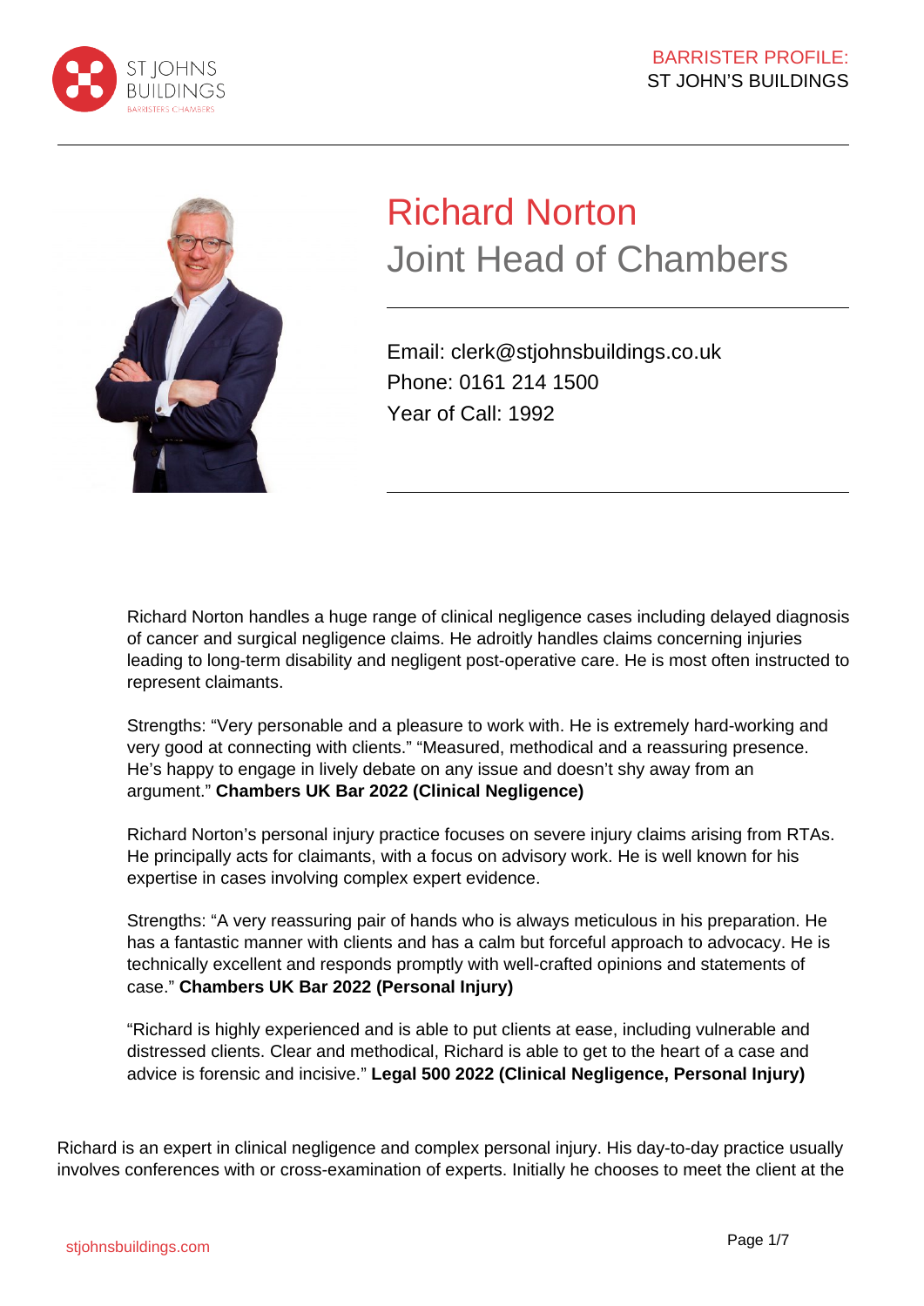# Richard Norton

## Joint Head of Chambers

Email: clerk@stjohnsbuildings.co.uk
Phone: 0161 214 1500
Year of Call: 1992

Richard Norton handles a huge range of clinical negligence cases including delayed diagnosis of cancer and surgical negligence claims. He adroitly handles claims concerning injuries leading to long-term disability and negligent post-operative care. He is most often instructed to represent claimants.

Strengths: "Very personable and a pleasure to work with. He is extremely hard-working and very good at connecting with clients." "Measured, methodical and a reassuring presence. He's happy to engage in lively debate on any issue and doesn't shy away from an argument." **Chambers UK Bar 2022 (Clinical Negligence)**

Richard Norton's personal injury practice focuses on severe injury claims arising from RTAs. He principally acts for claimants, with a focus on advisory work. He is well known for his expertise in cases involving complex expert evidence.

Strengths: "A very reassuring pair of hands who is always meticulous in his preparation. He has a fantastic manner with clients and has a calm but forceful approach to advocacy. He is technically excellent and responds promptly with well-crafted opinions and statements of case." **Chambers UK Bar 2022 (Personal Injury)**

"Richard is highly experienced and is able to put clients at ease, including vulnerable and distressed clients. Clear and methodical, Richard is able to get to the heart of a case and advice is forensic and incisive." **Legal 500 2022 (Clinical Negligence, Personal Injury)**

Richard is an expert in clinical negligence and complex personal injury. His day-to-day practice usually involves conferences with or cross-examination of experts. Initially he chooses to meet the client at the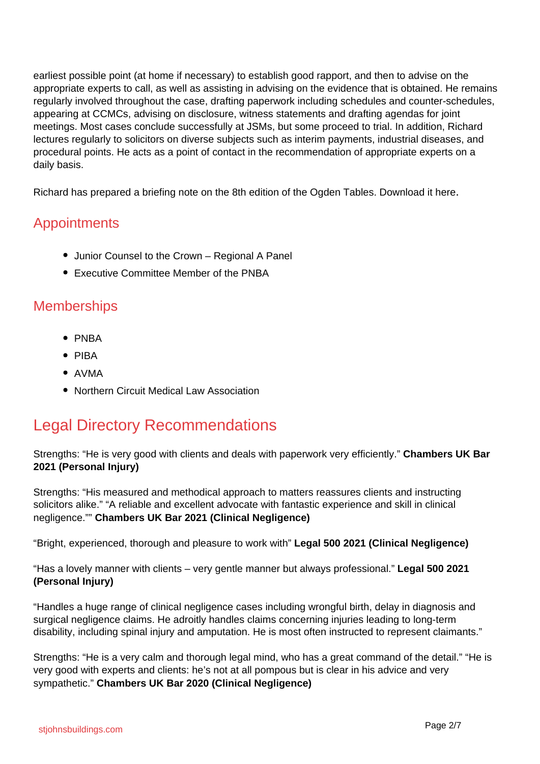earliest possible point (at home if necessary) to establish good rapport, and then to advise on the appropriate experts to call, as well as assisting in advising on the evidence that is obtained. He remains regularly involved throughout the case, drafting paperwork including schedules and counter-schedules, appearing at CCMCs, advising on disclosure, witness statements and drafting agendas for joint meetings. Most cases conclude successfully at JSMs, but some proceed to trial. In addition, Richard lectures regularly to solicitors on diverse subjects such as interim payments, industrial diseases, and procedural points. He acts as a point of contact in the recommendation of appropriate experts on a daily basis.

Richard has prepared a briefing note on the 8th edition of the Ogden Tables. Download it here.

### Appointments

- Junior Counsel to the Crown – Regional A Panel
- Executive Committee Member of the PNBA

### Memberships

- PNBA
- PIBA
- AVMA
- Northern Circuit Medical Law Association

## Legal Directory Recommendations

Strengths: "He is very good with clients and deals with paperwork very efficiently." **Chambers UK Bar 2021 (Personal Injury)**

Strengths: "His measured and methodical approach to matters reassures clients and instructing solicitors alike." "A reliable and excellent advocate with fantastic experience and skill in clinical negligence."" **Chambers UK Bar 2021 (Clinical Negligence)**

"Bright, experienced, thorough and pleasure to work with" **Legal 500 2021 (Clinical Negligence)**

"Has a lovely manner with clients – very gentle manner but always professional." **Legal 500 2021 (Personal Injury)**

"Handles a huge range of clinical negligence cases including wrongful birth, delay in diagnosis and surgical negligence claims. He adroitly handles claims concerning injuries leading to long-term disability, including spinal injury and amputation. He is most often instructed to represent claimants."

Strengths: "He is a very calm and thorough legal mind, who has a great command of the detail." "He is very good with experts and clients: he's not at all pompous but is clear in his advice and very sympathetic." **Chambers UK Bar 2020 (Clinical Negligence)**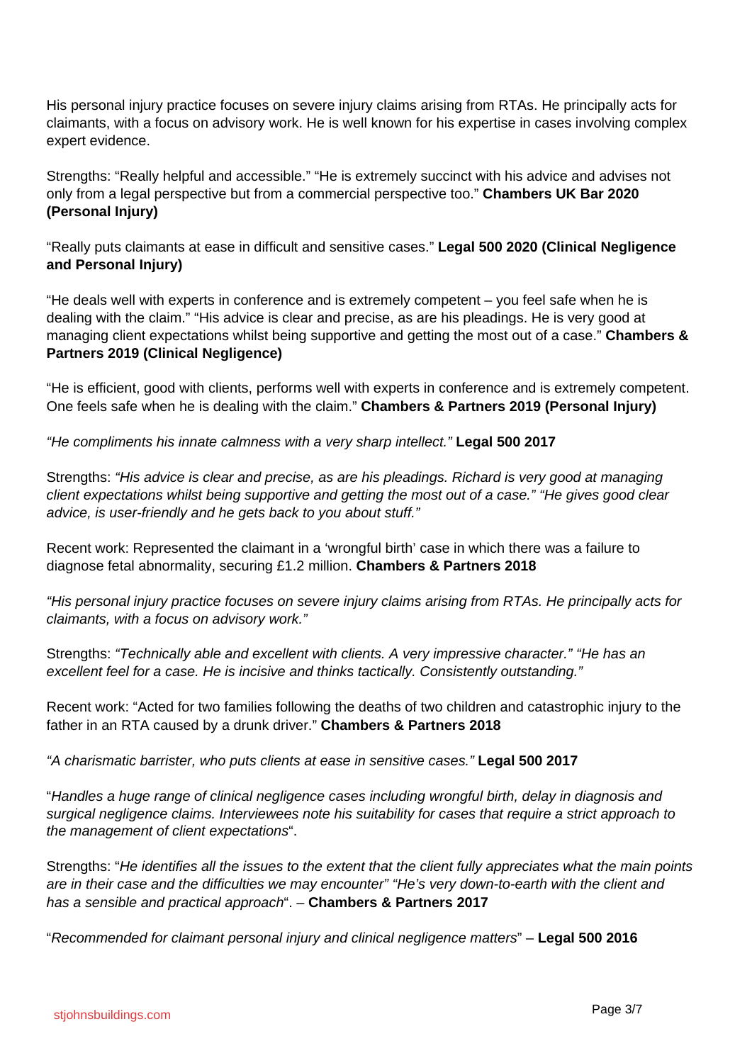His personal injury practice focuses on severe injury claims arising from RTAs. He principally acts for claimants, with a focus on advisory work. He is well known for his expertise in cases involving complex expert evidence.

Strengths: "Really helpful and accessible." "He is extremely succinct with his advice and advises not only from a legal perspective but from a commercial perspective too." **Chambers UK Bar 2020 (Personal Injury)**

"Really puts claimants at ease in difficult and sensitive cases." **Legal 500 2020 (Clinical Negligence and Personal Injury)**

"He deals well with experts in conference and is extremely competent – you feel safe when he is dealing with the claim." "His advice is clear and precise, as are his pleadings. He is very good at managing client expectations whilst being supportive and getting the most out of a case." **Chambers & Partners 2019 (Clinical Negligence)**

"He is efficient, good with clients, performs well with experts in conference and is extremely competent. One feels safe when he is dealing with the claim." **Chambers & Partners 2019 (Personal Injury)**

*"He compliments his innate calmness with a very sharp intellect."* **Legal 500 2017**

Strengths: *"His advice is clear and precise, as are his pleadings. Richard is very good at managing client expectations whilst being supportive and getting the most out of a case." "He gives good clear advice, is user-friendly and he gets back to you about stuff."*

Recent work: Represented the claimant in a 'wrongful birth' case in which there was a failure to diagnose fetal abnormality, securing £1.2 million. **Chambers & Partners 2018**

*"His personal injury practice focuses on severe injury claims arising from RTAs. He principally acts for claimants, with a focus on advisory work."*

Strengths: *"Technically able and excellent with clients. A very impressive character." "He has an excellent feel for a case. He is incisive and thinks tactically. Consistently outstanding."*

Recent work: "Acted for two families following the deaths of two children and catastrophic injury to the father in an RTA caused by a drunk driver." **Chambers & Partners 2018**

*"A charismatic barrister, who puts clients at ease in sensitive cases."* **Legal 500 2017**

"*Handles a huge range of clinical negligence cases including wrongful birth, delay in diagnosis and surgical negligence claims. Interviewees note his suitability for cases that require a strict approach to the management of client expectations*".

Strengths: "*He identifies all the issues to the extent that the client fully appreciates what the main points are in their case and the difficulties we may encounter" "He's very down-to-earth with the client and has a sensible and practical approach*". – **Chambers & Partners 2017**

"*Recommended for claimant personal injury and clinical negligence matters*" – **Legal 500 2016**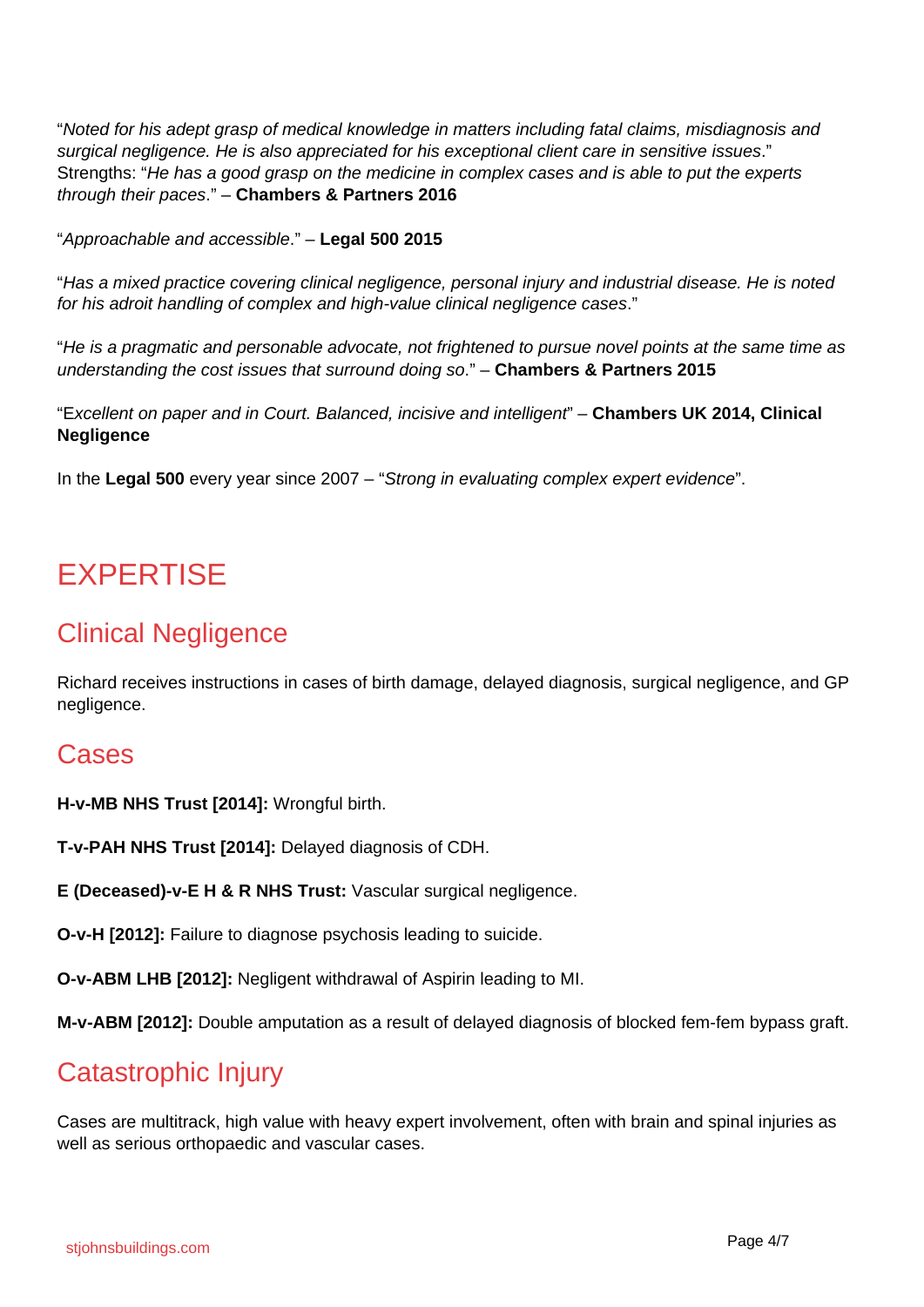"*Noted for his adept grasp of medical knowledge in matters including fatal claims, misdiagnosis and surgical negligence. He is also appreciated for his exceptional client care in sensitive issues*." Strengths: "*He has a good grasp on the medicine in complex cases and is able to put the experts through their paces*." – **Chambers & Partners 2016**

"*Approachable and accessible*." – **Legal 500 2015**

"*Has a mixed practice covering clinical negligence, personal injury and industrial disease. He is noted for his adroit handling of complex and high-value clinical negligence cases*."

"*He is a pragmatic and personable advocate, not frightened to pursue novel points at the same time as understanding the cost issues that surround doing so*." – **Chambers & Partners 2015**

"E*xcellent on paper and in Court. Balanced, incisive and intelligent*" – **Chambers UK 2014, Clinical Negligence**

In the **Legal 500** every year since 2007 – "*Strong in evaluating complex expert evidence*".

# EXPERTISE

## Clinical Negligence

Richard receives instructions in cases of birth damage, delayed diagnosis, surgical negligence, and GP negligence.

## Cases

**H-v-MB NHS Trust [2014]:** Wrongful birth.

**T-v-PAH NHS Trust [2014]:** Delayed diagnosis of CDH.

**E (Deceased)-v-E H & R NHS Trust:** Vascular surgical negligence.

**O-v-H [2012]:** Failure to diagnose psychosis leading to suicide.

**O-v-ABM LHB [2012]:** Negligent withdrawal of Aspirin leading to MI.

**M-v-ABM [2012]:** Double amputation as a result of delayed diagnosis of blocked fem-fem bypass graft.

## Catastrophic Injury

Cases are multitrack, high value with heavy expert involvement, often with brain and spinal injuries as well as serious orthopaedic and vascular cases.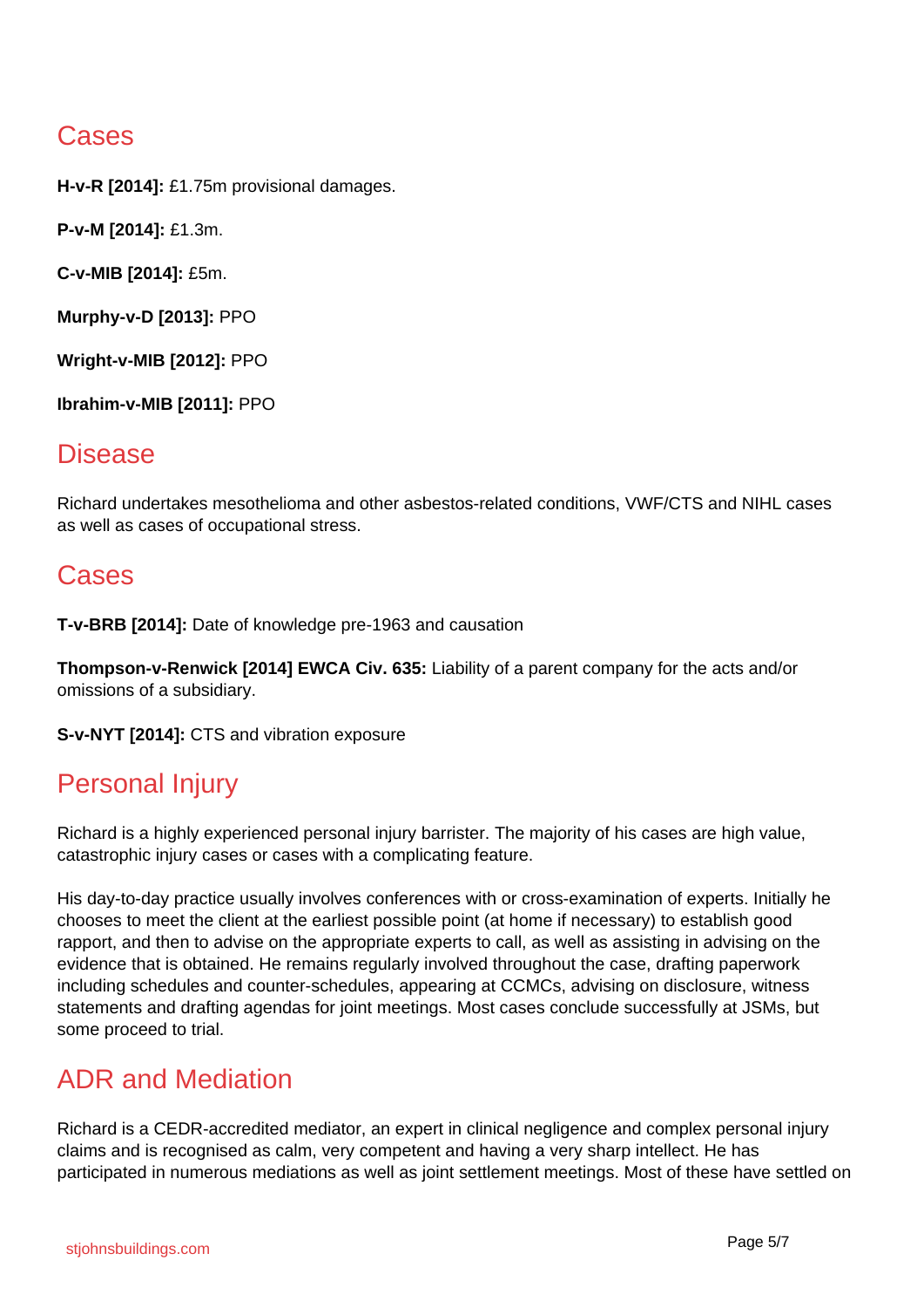## Cases

**H-v-R [2014]:** £1.75m provisional damages.

**P-v-M [2014]:** £1.3m.

**C-v-MIB [2014]:** £5m.

**Murphy-v-D [2013]:** PPO

**Wright-v-MIB [2012]:** PPO

**Ibrahim-v-MIB [2011]:** PPO

## Disease

Richard undertakes mesothelioma and other asbestos-related conditions, VWF/CTS and NIHL cases as well as cases of occupational stress.

## Cases

**T-v-BRB [2014]:** Date of knowledge pre-1963 and causation

**Thompson-v-Renwick [2014] EWCA Civ. 635:** Liability of a parent company for the acts and/or omissions of a subsidiary.

**S-v-NYT [2014]:** CTS and vibration exposure

## Personal Injury

Richard is a highly experienced personal injury barrister. The majority of his cases are high value, catastrophic injury cases or cases with a complicating feature.

His day-to-day practice usually involves conferences with or cross-examination of experts. Initially he chooses to meet the client at the earliest possible point (at home if necessary) to establish good rapport, and then to advise on the appropriate experts to call, as well as assisting in advising on the evidence that is obtained. He remains regularly involved throughout the case, drafting paperwork including schedules and counter-schedules, appearing at CCMCs, advising on disclosure, witness statements and drafting agendas for joint meetings. Most cases conclude successfully at JSMs, but some proceed to trial.

## ADR and Mediation

Richard is a CEDR-accredited mediator, an expert in clinical negligence and complex personal injury claims and is recognised as calm, very competent and having a very sharp intellect. He has participated in numerous mediations as well as joint settlement meetings. Most of these have settled on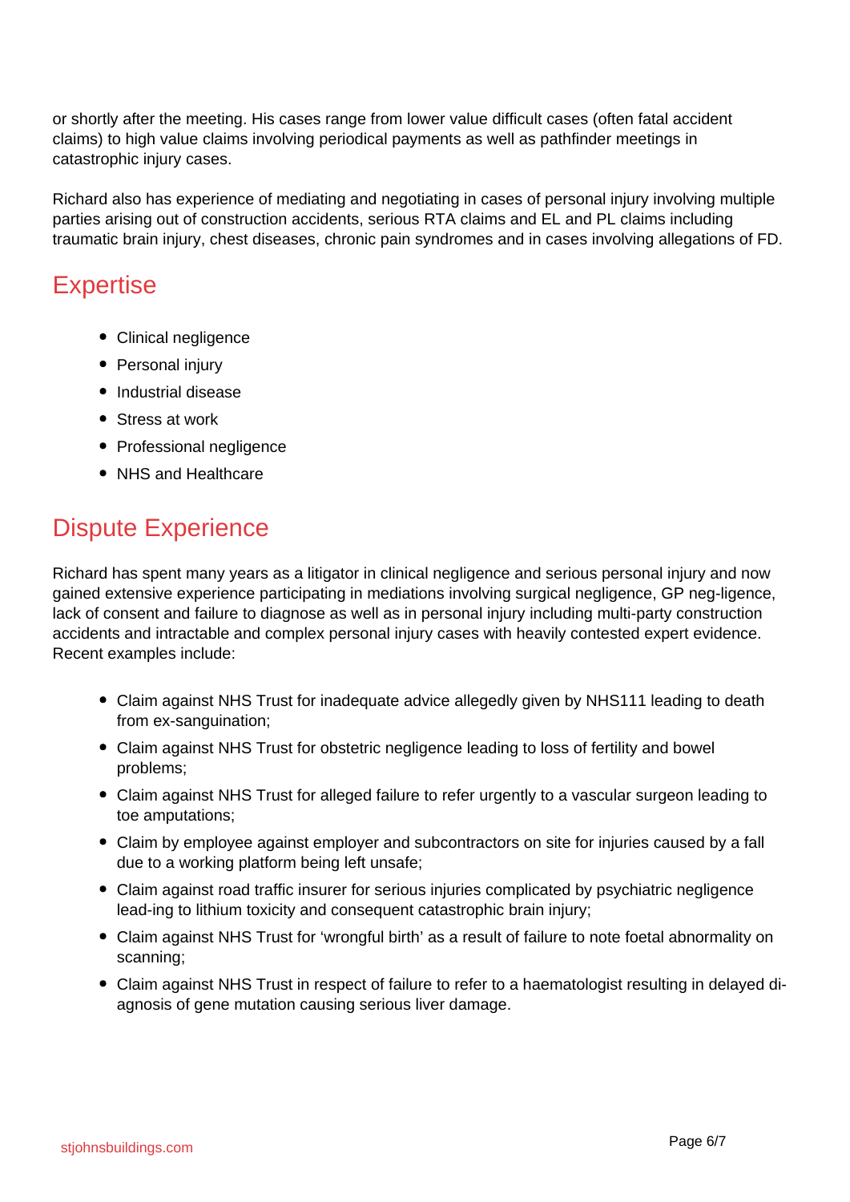or shortly after the meeting. His cases range from lower value difficult cases (often fatal accident claims) to high value claims involving periodical payments as well as pathfinder meetings in catastrophic injury cases.

Richard also has experience of mediating and negotiating in cases of personal injury involving multiple parties arising out of construction accidents, serious RTA claims and EL and PL claims including traumatic brain injury, chest diseases, chronic pain syndromes and in cases involving allegations of FD.

## Expertise

- Clinical negligence
- Personal injury
- Industrial disease
- Stress at work
- Professional negligence
- NHS and Healthcare

## Dispute Experience

Richard has spent many years as a litigator in clinical negligence and serious personal injury and now gained extensive experience participating in mediations involving surgical negligence, GP neg-ligence, lack of consent and failure to diagnose as well as in personal injury including multi-party construction accidents and intractable and complex personal injury cases with heavily contested expert evidence. Recent examples include:

- Claim against NHS Trust for inadequate advice allegedly given by NHS111 leading to death from ex-sanguination;
- Claim against NHS Trust for obstetric negligence leading to loss of fertility and bowel problems;
- Claim against NHS Trust for alleged failure to refer urgently to a vascular surgeon leading to toe amputations;
- Claim by employee against employer and subcontractors on site for injuries caused by a fall due to a working platform being left unsafe;
- Claim against road traffic insurer for serious injuries complicated by psychiatric negligence lead-ing to lithium toxicity and consequent catastrophic brain injury;
- Claim against NHS Trust for 'wrongful birth' as a result of failure to note foetal abnormality on scanning;
- Claim against NHS Trust in respect of failure to refer to a haematologist resulting in delayed di-agnosis of gene mutation causing serious liver damage.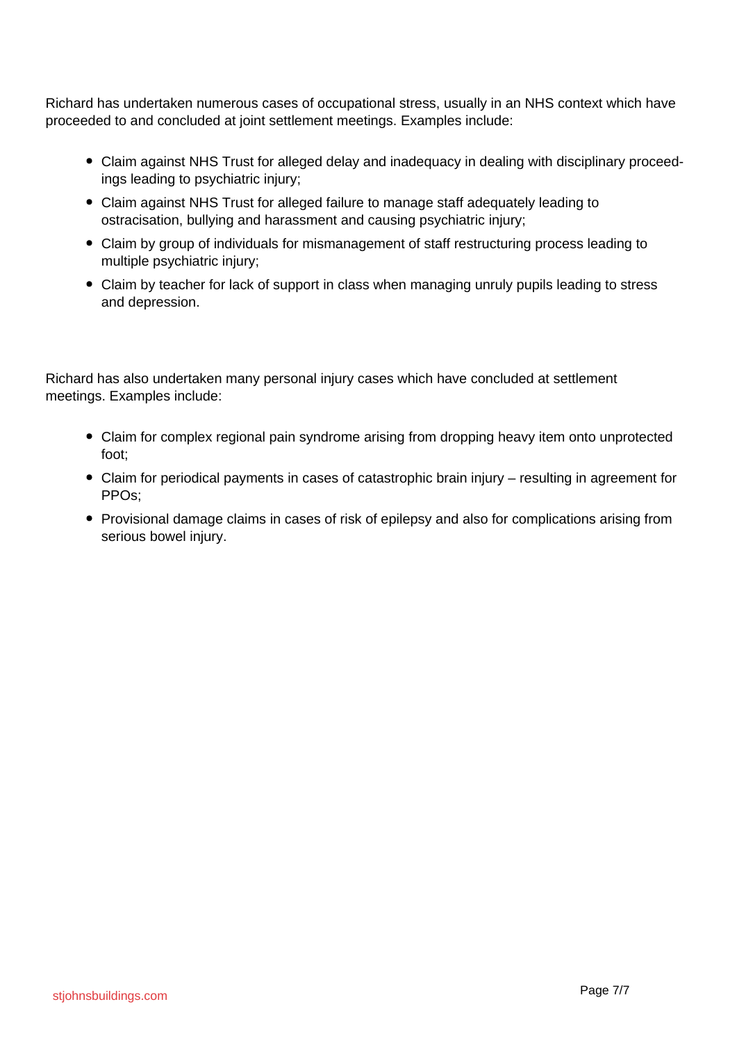Richard has undertaken numerous cases of occupational stress, usually in an NHS context which have proceeded to and concluded at joint settlement meetings. Examples include:

- Claim against NHS Trust for alleged delay and inadequacy in dealing with disciplinary proceedings leading to psychiatric injury;
- Claim against NHS Trust for alleged failure to manage staff adequately leading to ostracisation, bullying and harassment and causing psychiatric injury;
- Claim by group of individuals for mismanagement of staff restructuring process leading to multiple psychiatric injury;
- Claim by teacher for lack of support in class when managing unruly pupils leading to stress and depression.

Richard has also undertaken many personal injury cases which have concluded at settlement meetings. Examples include:

- Claim for complex regional pain syndrome arising from dropping heavy item onto unprotected foot;
- Claim for periodical payments in cases of catastrophic brain injury – resulting in agreement for PPOs;
- Provisional damage claims in cases of risk of epilepsy and also for complications arising from serious bowel injury.